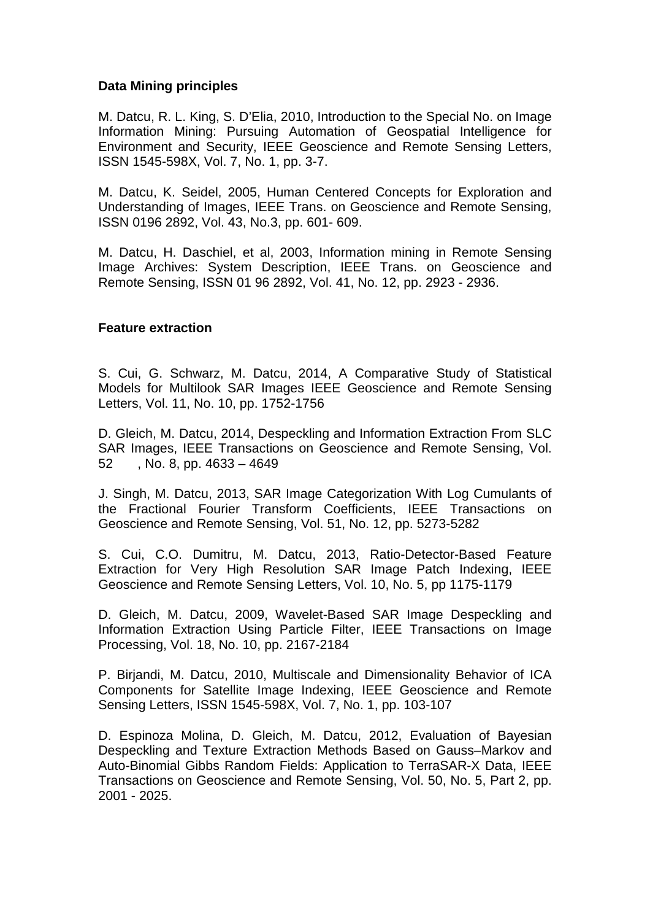**Data Mining principles**

M. Datcu, R. L. King, S. D'Elia, 2010, Introduction to the Special No. on Image Information Mining: Pursuing Automation of Geospatial Intelligence for Environment and Security, IEEE Geoscience and Remote Sensing Letters, ISSN 1545-598X, Vol. 7, No. 1, pp. 3-7.

M. Datcu, K. Seidel, 2005, Human Centered Concepts for Exploration and Understanding of Images, IEEE Trans. on Geoscience and Remote Sensing, ISSN 0196 2892, Vol. 43, No.3, pp. 601- 609.

M. Datcu, H. Daschiel, et al, 2003, Information mining in Remote Sensing Image Archives: System Description, IEEE Trans. on Geoscience and Remote Sensing, ISSN 01 96 2892, Vol. 41, No. 12, pp. 2923 - 2936.

**Feature extraction**

S. Cui, G. Schwarz, M. Datcu, 2014, A Comparative Study of Statistical Models for Multilook SAR Images IEEE Geoscience and Remote Sensing Letters, Vol. 11, No. 10, pp. 1752-1756

D. Gleich, M. Datcu, 2014, Despeckling and Information Extraction From SLC SAR Images, IEEE Transactions on Geoscience and Remote Sensing, Vol. 52 , No. 8, pp. 4633 – 4649

J. Singh, M. Datcu, 2013, SAR Image Categorization With Log Cumulants of the Fractional Fourier Transform Coefficients, IEEE Transactions on Geoscience and Remote Sensing, Vol. 51, No. 12, pp. 5273-5282

S. Cui, C.O. Dumitru, M. Datcu, 2013, Ratio-Detector-Based Feature Extraction for Very High Resolution SAR Image Patch Indexing, IEEE Geoscience and Remote Sensing Letters, Vol. 10, No. 5, pp 1175-1179

D. Gleich, M. Datcu, 2009, Wavelet-Based SAR Image Despeckling and Information Extraction Using Particle Filter, IEEE Transactions on Image Processing, Vol. 18, No. 10, pp. 2167-2184

P. Birjandi, M. Datcu, 2010, Multiscale and Dimensionality Behavior of ICA Components for Satellite Image Indexing, IEEE Geoscience and Remote Sensing Letters, ISSN 1545-598X, Vol. 7, No. 1, pp. 103-107

D. Espinoza Molina, D. Gleich, M. Datcu, 2012, Evaluation of Bayesian Despeckling and Texture Extraction Methods Based on Gauss–Markov and Auto-Binomial Gibbs Random Fields: Application to TerraSAR-X Data, IEEE Transactions on Geoscience and Remote Sensing, Vol. 50, No. 5, Part 2, pp. 2001 - 2025.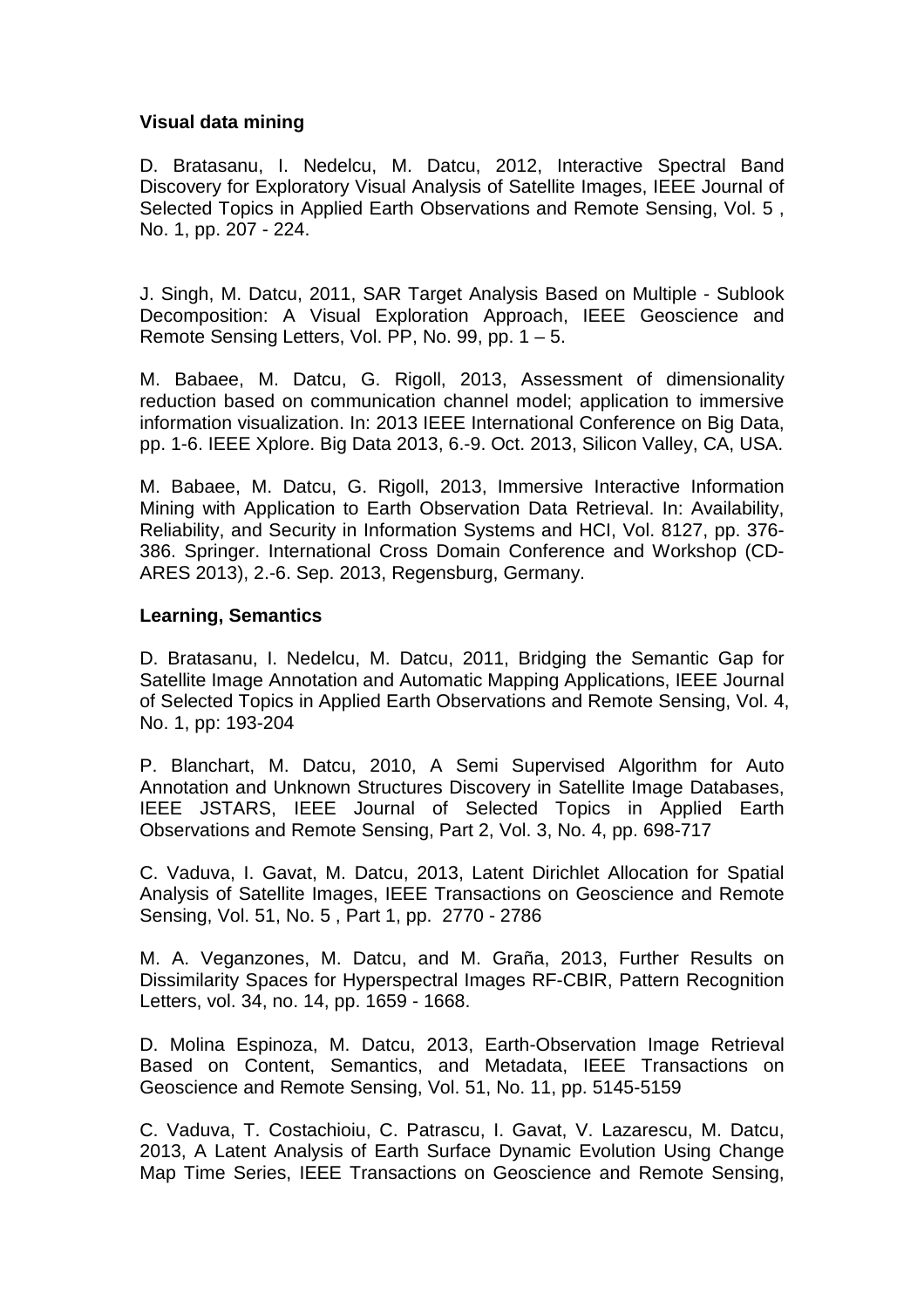**Visual data mining**

D. Bratasanu, I. Nedelcu, M. Datcu, 2012, Interactive Spectral Band Discovery for Exploratory Visual Analysis of Satellite Images, IEEE Journal of Selected Topics in Applied Earth Observations and Remote Sensing, Vol. 5 , No. 1, pp. 207 - 224.

J. Singh, M. Datcu, 2011, SAR Target Analysis Based on Multiple - Sublook Decomposition: A Visual Exploration Approach, IEEE Geoscience and Remote Sensing Letters, Vol. PP, No. 99, pp. 1 – 5.

M. Babaee, M. Datcu, G. Rigoll, 2013, Assessment of dimensionality reduction based on communication channel model; application to immersive information visualization. In: 2013 IEEE International Conference on Big Data, pp. 1-6. IEEE Xplore. Big Data 2013, 6.-9. Oct. 2013, Silicon Valley, CA, USA.

M. Babaee, M. Datcu, G. Rigoll, 2013, Immersive Interactive Information Mining with Application to Earth Observation Data Retrieval. In: Availability, Reliability, and Security in Information Systems and HCI, Vol. 8127, pp. 376-386. Springer. International Cross Domain Conference and Workshop (CD-ARES 2013), 2.-6. Sep. 2013, Regensburg, Germany.

**Learning, Semantics**

D. Bratasanu, I. Nedelcu, M. Datcu, 2011, Bridging the Semantic Gap for Satellite Image Annotation and Automatic Mapping Applications, IEEE Journal of Selected Topics in Applied Earth Observations and Remote Sensing, Vol. 4, No. 1, pp: 193-204

P. Blanchart, M. Datcu, 2010, A Semi Supervised Algorithm for Auto Annotation and Unknown Structures Discovery in Satellite Image Databases, IEEE JSTARS, IEEE Journal of Selected Topics in Applied Earth Observations and Remote Sensing, Part 2, Vol. 3, No. 4, pp. 698-717

C. Vaduva, I. Gavat, M. Datcu, 2013, Latent Dirichlet Allocation for Spatial Analysis of Satellite Images, IEEE Transactions on Geoscience and Remote Sensing, Vol. 51, No. 5 , Part 1, pp. 2770 - 2786

M. A. Veganzones, M. Datcu, and M. Graña, 2013, Further Results on Dissimilarity Spaces for Hyperspectral Images RF-CBIR, Pattern Recognition Letters, vol. 34, no. 14, pp. 1659 - 1668.

D. Molina Espinoza, M. Datcu, 2013, Earth-Observation Image Retrieval Based on Content, Semantics, and Metadata, IEEE Transactions on Geoscience and Remote Sensing, Vol. 51, No. 11, pp. 5145-5159

C. Vaduva, T. Costachioiu, C. Patrascu, I. Gavat, V. Lazarescu, M. Datcu, 2013, A Latent Analysis of Earth Surface Dynamic Evolution Using Change Map Time Series, IEEE Transactions on Geoscience and Remote Sensing,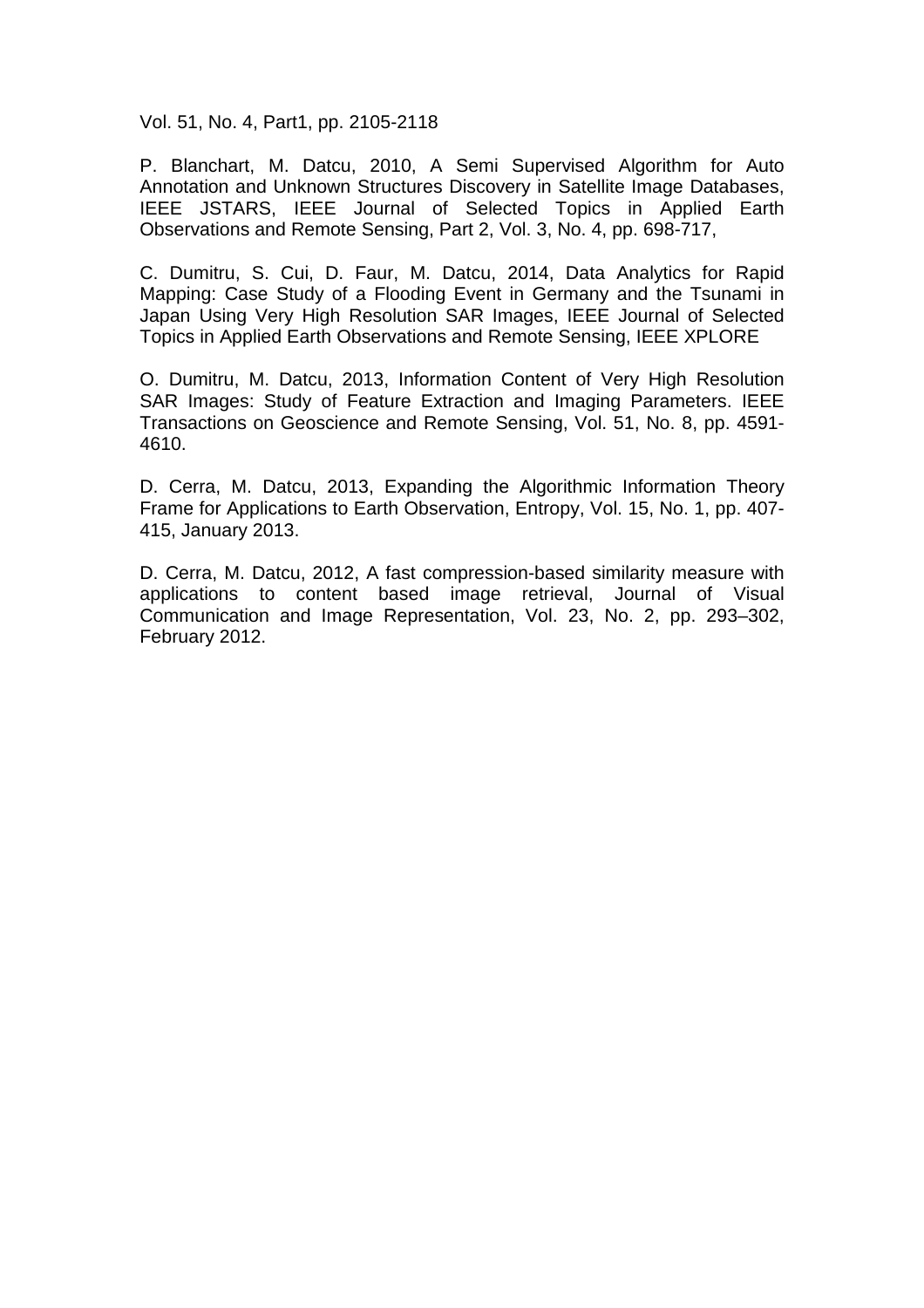Vol. 51, No. 4, Part1, pp. 2105-2118

P. Blanchart, M. Datcu, 2010, A Semi Supervised Algorithm for Auto Annotation and Unknown Structures Discovery in Satellite Image Databases, IEEE JSTARS, IEEE Journal of Selected Topics in Applied Earth Observations and Remote Sensing, Part 2, Vol. 3, No. 4, pp. 698-717,

C. Dumitru, S. Cui, D. Faur, M. Datcu, 2014, Data Analytics for Rapid Mapping: Case Study of a Flooding Event in Germany and the Tsunami in Japan Using Very High Resolution SAR Images, IEEE Journal of Selected Topics in Applied Earth Observations and Remote Sensing, IEEE XPLORE

O. Dumitru, M. Datcu, 2013, Information Content of Very High Resolution SAR Images: Study of Feature Extraction and Imaging Parameters. IEEE Transactions on Geoscience and Remote Sensing, Vol. 51, No. 8, pp. 4591-4610.

D. Cerra, M. Datcu, 2013, Expanding the Algorithmic Information Theory Frame for Applications to Earth Observation, Entropy, Vol. 15, No. 1, pp. 407-415, January 2013.

D. Cerra, M. Datcu, 2012, A fast compression-based similarity measure with applications to content based image retrieval, Journal of Visual Communication and Image Representation, Vol. 23, No. 2, pp. 293–302, February 2012.